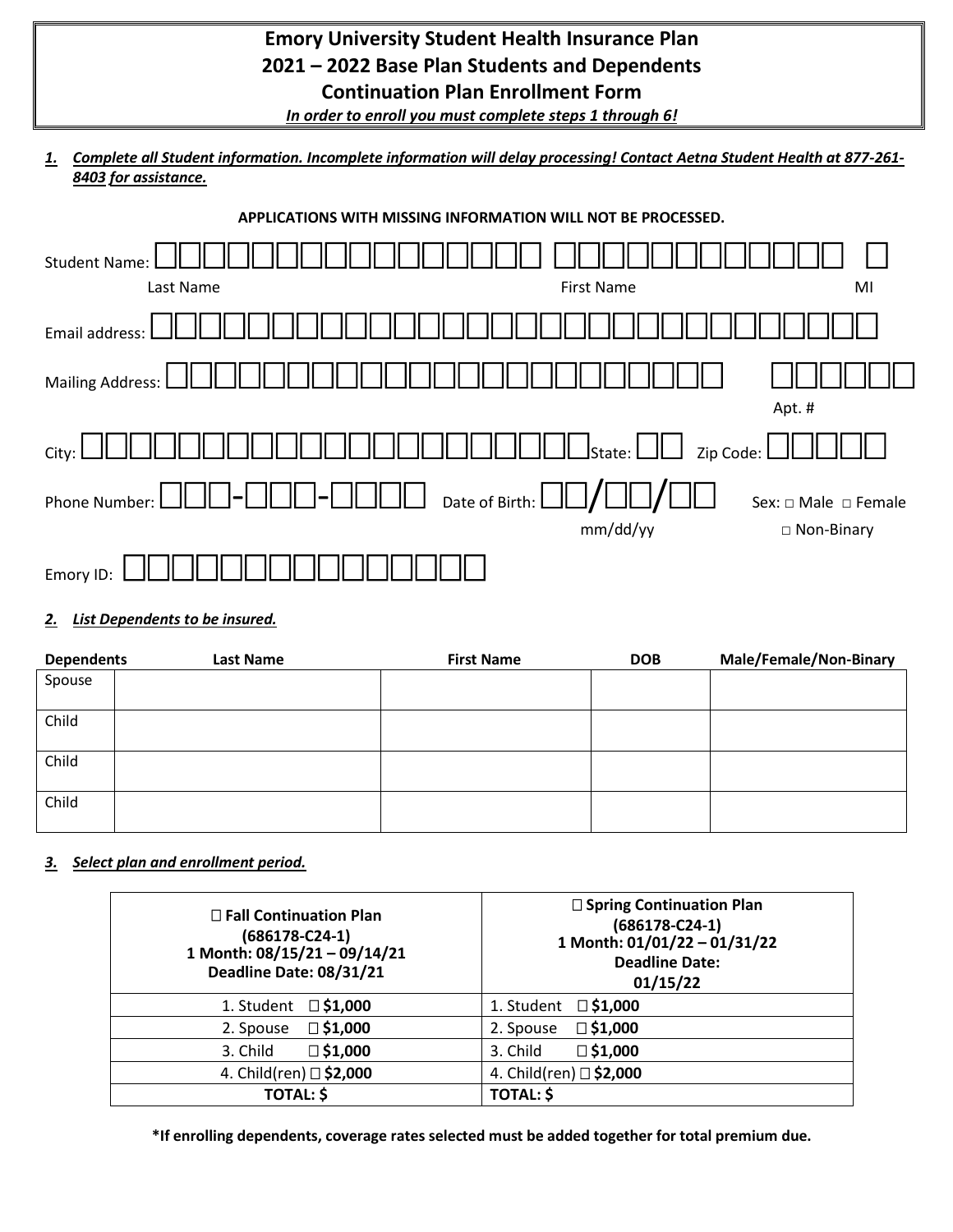# Emory University Student Health Insurance Plan
# 2021 – 2022 Base Plan Students and Dependents
# Continuation Plan Enrollment Form

***In order to enroll you must complete steps 1 through 6!***

***1. Complete all Student information. Incomplete information will delay processing! Contact Aetna Student Health at 877-261-8403 for assistance.***

**APPLICATIONS WITH MISSING INFORMATION WILL NOT BE PROCESSED.**

Student Name: ☐☐☐☐☐☐☐☐☐☐☐☐☐☐☐☐☐ ☐☐☐☐☐☐☐☐☐☐☐☐☐ ☐
Last Name First Name MI

Email address: ☐☐☐☐☐☐☐☐☐☐☐☐☐☐☐☐☐☐☐☐☐☐☐☐☐☐☐☐☐☐☐☐☐

Mailing Address: ☐☐☐☐☐☐☐☐☐☐☐☐☐☐☐☐☐☐☐☐☐☐☐☐ ☐☐☐☐☐☐
Apt. #

City: ☐☐☐☐☐☐☐☐☐☐☐☐☐☐☐☐☐☐☐☐☐☐☐☐ State: ☐☐ Zip Code: ☐☐☐☐☐

Phone Number: ☐☐☐-☐☐☐-☐☐☐☐ Date of Birth: ☐☐/☐☐/☐☐ Sex: □ Male □ Female □ Non-Binary
mm/dd/yy

Emory ID: ☐☐☐☐☐☐☐☐☐☐☐☐☐☐☐☐

***2. List Dependents to be insured.***

| Dependents | Last Name | First Name | DOB | Male/Female/Non-Binary |
|---|---|---|---|---|
| Spouse | | | | |
| Child | | | | |
| Child | | | | |
| Child | | | | |

***3. Select plan and enrollment period.***

| ☐ **Fall Continuation Plan (686178-C24-1) 1 Month: 08/15/21 – 09/14/21 Deadline Date: 08/31/21** | ☐ **Spring Continuation Plan (686178-C24-1) 1 Month: 01/01/22 – 01/31/22 Deadline Date: 01/15/22** |
|---|---|
| 1. Student ☐ **$1,000** | 1. Student ☐ **$1,000** |
| 2. Spouse ☐ **$1,000** | 2. Spouse ☐ **$1,000** |
| 3. Child ☐ **$1,000** | 3. Child ☐ **$1,000** |
| 4. Child(ren) ☐ **$2,000** | 4. Child(ren) ☐ **$2,000** |
| **TOTAL: $** | **TOTAL: $** |

**\*If enrolling dependents, coverage rates selected must be added together for total premium due.**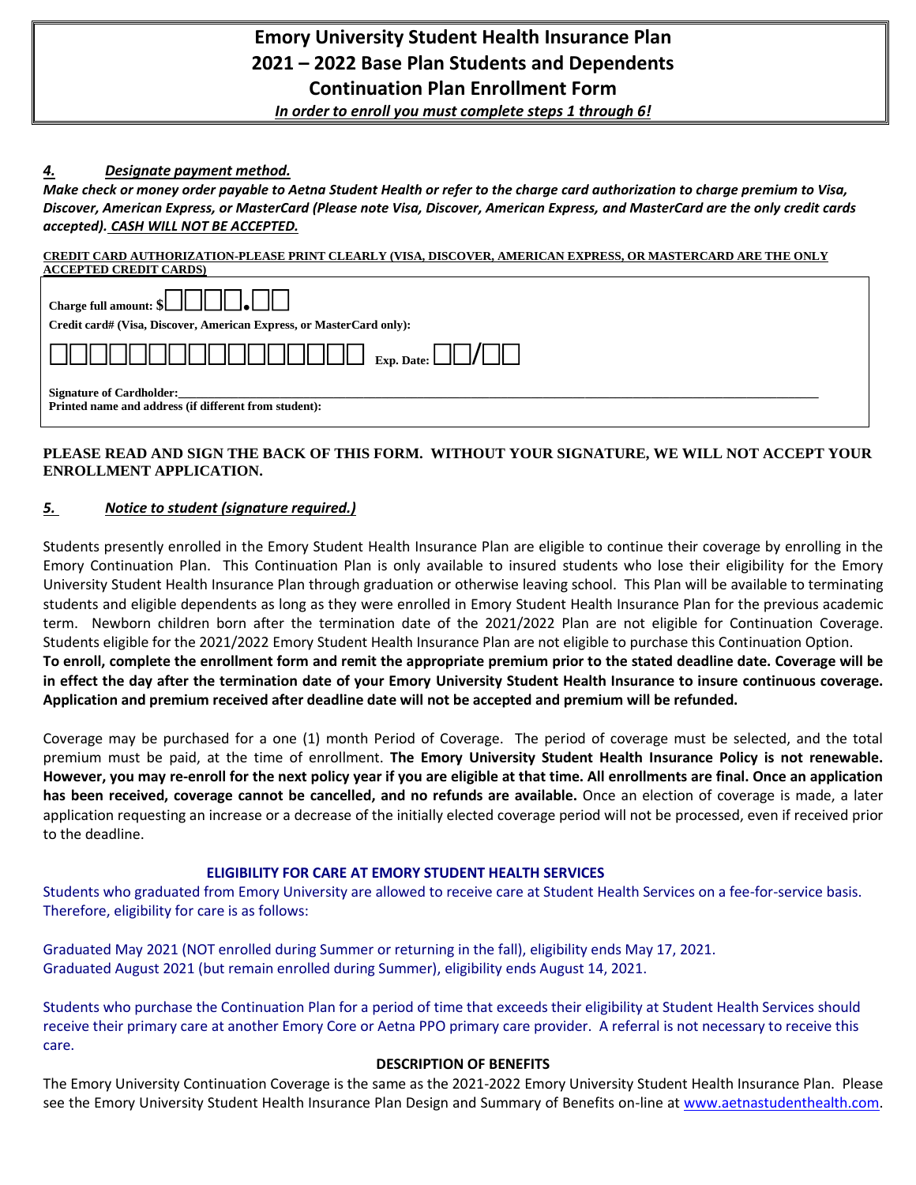# Emory University Student Health Insurance Plan
# 2021 – 2022 Base Plan Students and Dependents
# Continuation Plan Enrollment Form

***In order to enroll you must complete steps 1 through 6!***

## *4. Designate payment method.*

***Make check or money order payable to Aetna Student Health or refer to the charge card authorization to charge premium to Visa, Discover, American Express, or MasterCard (Please note Visa, Discover, American Express, and MasterCard are the only credit cards accepted). CASH WILL NOT BE ACCEPTED.***

**CREDIT CARD AUTHORIZATION-PLEASE PRINT CLEARLY (VISA, DISCOVER, AMERICAN EXPRESS, OR MASTERCARD ARE THE ONLY ACCEPTED CREDIT CARDS)**

**Charge full amount: $**☐☐☐☐.☐☐

**Credit card# (Visa, Discover, American Express, or MasterCard only):**

☐☐☐☐☐☐☐☐☐☐☐☐☐☐☐☐ **Exp. Date:** ☐☐/☐☐

**Signature of Cardholder:**\_\_\_\_\_\_\_\_\_\_\_\_\_\_\_\_\_\_\_\_\_\_\_\_\_\_\_\_\_\_\_\_\_\_\_\_\_\_\_\_\_\_\_\_\_\_\_\_

**Printed name and address (if different from student):**

**PLEASE READ AND SIGN THE BACK OF THIS FORM. WITHOUT YOUR SIGNATURE, WE WILL NOT ACCEPT YOUR ENROLLMENT APPLICATION.**

## *5. Notice to student (signature required.)*

Students presently enrolled in the Emory Student Health Insurance Plan are eligible to continue their coverage by enrolling in the Emory Continuation Plan. This Continuation Plan is only available to insured students who lose their eligibility for the Emory University Student Health Insurance Plan through graduation or otherwise leaving school. This Plan will be available to terminating students and eligible dependents as long as they were enrolled in Emory Student Health Insurance Plan for the previous academic term. Newborn children born after the termination date of the 2021/2022 Plan are not eligible for Continuation Coverage. Students eligible for the 2021/2022 Emory Student Health Insurance Plan are not eligible to purchase this Continuation Option. **To enroll, complete the enrollment form and remit the appropriate premium prior to the stated deadline date. Coverage will be in effect the day after the termination date of your Emory University Student Health Insurance to insure continuous coverage. Application and premium received after deadline date will not be accepted and premium will be refunded.**

Coverage may be purchased for a one (1) month Period of Coverage. The period of coverage must be selected, and the total premium must be paid, at the time of enrollment. **The Emory University Student Health Insurance Policy is not renewable. However, you may re-enroll for the next policy year if you are eligible at that time. All enrollments are final. Once an application has been received, coverage cannot be cancelled, and no refunds are available.** Once an election of coverage is made, a later application requesting an increase or a decrease of the initially elected coverage period will not be processed, even if received prior to the deadline.

### ELIGIBILITY FOR CARE AT EMORY STUDENT HEALTH SERVICES

Students who graduated from Emory University are allowed to receive care at Student Health Services on a fee-for-service basis. Therefore, eligibility for care is as follows:

Graduated May 2021 (NOT enrolled during Summer or returning in the fall), eligibility ends May 17, 2021.
Graduated August 2021 (but remain enrolled during Summer), eligibility ends August 14, 2021.

Students who purchase the Continuation Plan for a period of time that exceeds their eligibility at Student Health Services should receive their primary care at another Emory Core or Aetna PPO primary care provider. A referral is not necessary to receive this care.

### DESCRIPTION OF BENEFITS

The Emory University Continuation Coverage is the same as the 2021-2022 Emory University Student Health Insurance Plan. Please see the Emory University Student Health Insurance Plan Design and Summary of Benefits on-line at www.aetnastudenthealth.com.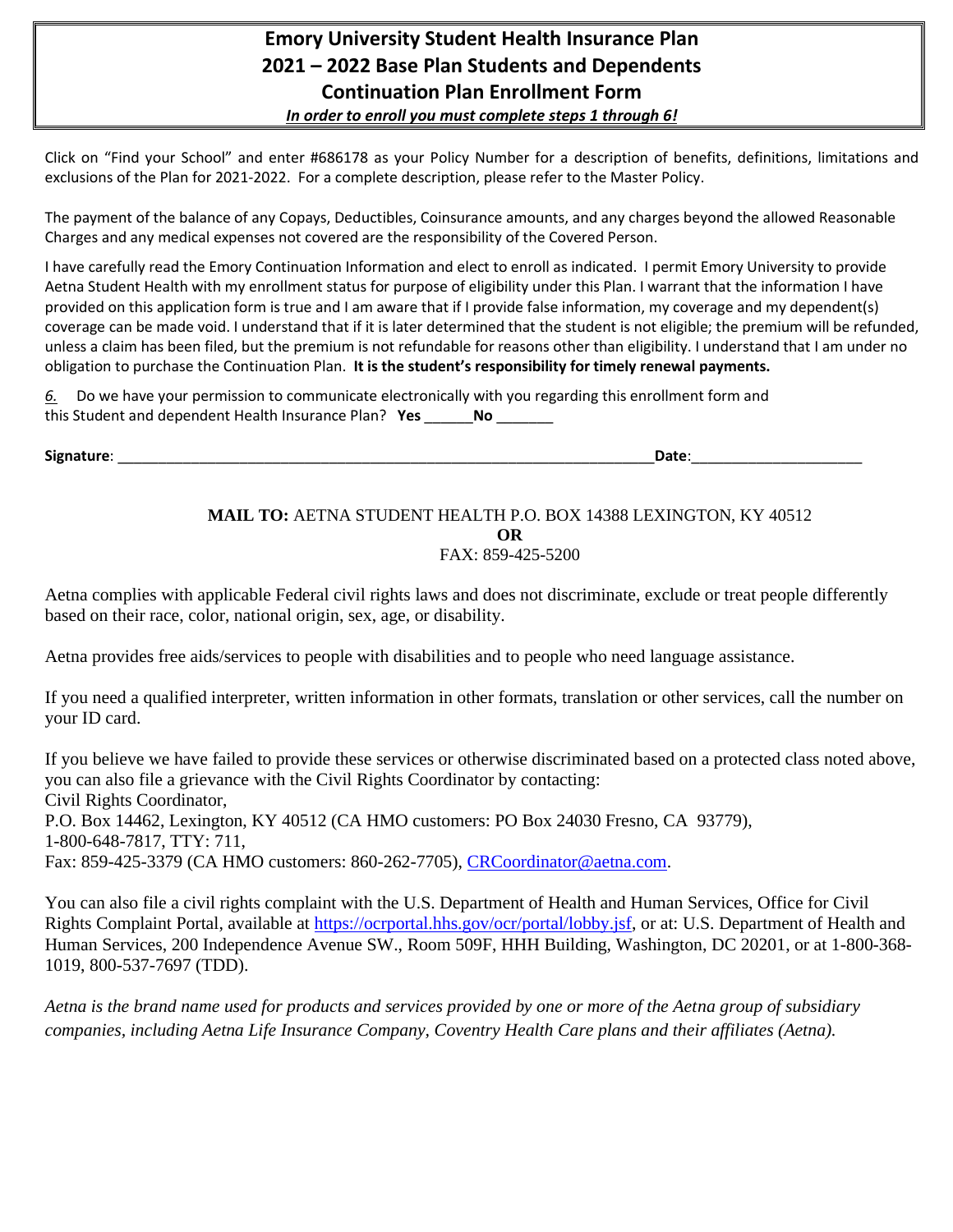# Emory University Student Health Insurance Plan
# 2021 – 2022 Base Plan Students and Dependents
# Continuation Plan Enrollment Form

***In order to enroll you must complete steps 1 through 6!***

Click on "Find your School" and enter #686178 as your Policy Number for a description of benefits, definitions, limitations and exclusions of the Plan for 2021-2022. For a complete description, please refer to the Master Policy.

The payment of the balance of any Copays, Deductibles, Coinsurance amounts, and any charges beyond the allowed Reasonable Charges and any medical expenses not covered are the responsibility of the Covered Person.

I have carefully read the Emory Continuation Information and elect to enroll as indicated. I permit Emory University to provide Aetna Student Health with my enrollment status for purpose of eligibility under this Plan. I warrant that the information I have provided on this application form is true and I am aware that if I provide false information, my coverage and my dependent(s) coverage can be made void. I understand that if it is later determined that the student is not eligible; the premium will be refunded, unless a claim has been filed, but the premium is not refundable for reasons other than eligibility. I understand that I am under no obligation to purchase the Continuation Plan. **It is the student's responsibility for timely renewal payments.**

*6.* Do we have your permission to communicate electronically with you regarding this enrollment form and this Student and dependent Health Insurance Plan? **Yes** ______ **No** _______

**Signature**: ________________________________________________________________ **Date**: _____________________

**MAIL TO:** AETNA STUDENT HEALTH P.O. BOX 14388 LEXINGTON, KY 40512
**OR**
FAX: 859-425-5200

Aetna complies with applicable Federal civil rights laws and does not discriminate, exclude or treat people differently based on their race, color, national origin, sex, age, or disability.

Aetna provides free aids/services to people with disabilities and to people who need language assistance.

If you need a qualified interpreter, written information in other formats, translation or other services, call the number on your ID card.

If you believe we have failed to provide these services or otherwise discriminated based on a protected class noted above, you can also file a grievance with the Civil Rights Coordinator by contacting:
Civil Rights Coordinator,
P.O. Box 14462, Lexington, KY 40512 (CA HMO customers: PO Box 24030 Fresno, CA 93779),
1-800-648-7817, TTY: 711,
Fax: 859-425-3379 (CA HMO customers: 860-262-7705), CRCoordinator@aetna.com.

You can also file a civil rights complaint with the U.S. Department of Health and Human Services, Office for Civil Rights Complaint Portal, available at https://ocrportal.hhs.gov/ocr/portal/lobby.jsf, or at: U.S. Department of Health and Human Services, 200 Independence Avenue SW., Room 509F, HHH Building, Washington, DC 20201, or at 1-800-368-1019, 800-537-7697 (TDD).

*Aetna is the brand name used for products and services provided by one or more of the Aetna group of subsidiary companies, including Aetna Life Insurance Company, Coventry Health Care plans and their affiliates (Aetna).*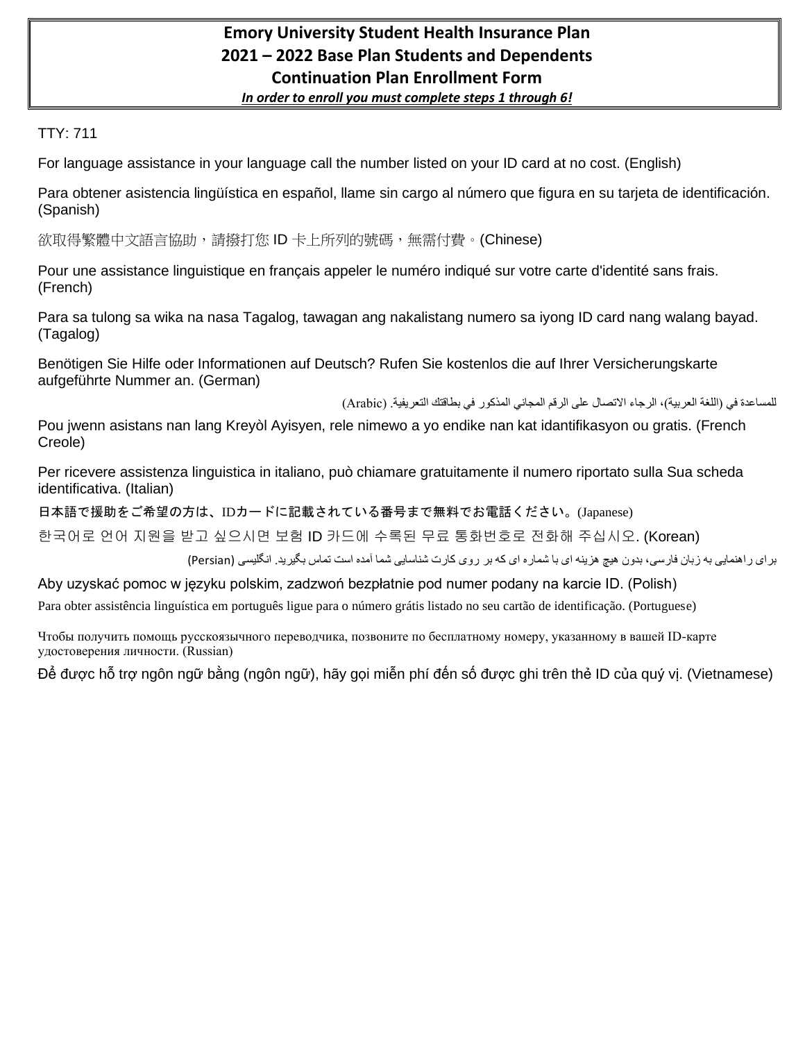# Emory University Student Health Insurance Plan
# 2021 – 2022 Base Plan Students and Dependents
# Continuation Plan Enrollment Form

***In order to enroll you must complete steps 1 through 6!***

TTY: 711

For language assistance in your language call the number listed on your ID card at no cost. (English)

Para obtener asistencia lingüística en español, llame sin cargo al número que figura en su tarjeta de identificación. (Spanish)

欲取得繁體中文語言協助，請撥打您 ID 卡上所列的號碼，無需付費。(Chinese)

Pour une assistance linguistique en français appeler le numéro indiqué sur votre carte d'identité sans frais. (French)

Para sa tulong sa wika na nasa Tagalog, tawagan ang nakalistang numero sa iyong ID card nang walang bayad. (Tagalog)

Benötigen Sie Hilfe oder Informationen auf Deutsch? Rufen Sie kostenlos die auf Ihrer Versicherungskarte aufgeführte Nummer an. (German)

للمساعدة في (اللغة العربية)، الرجاء الاتصال على الرقم المجاني المذكور في بطاقتك التعريفية. (Arabic)

Pou jwenn asistans nan lang Kreyòl Ayisyen, rele nimewo a yo endike nan kat idantifikasyon ou gratis. (French Creole)

Per ricevere assistenza linguistica in italiano, può chiamare gratuitamente il numero riportato sulla Sua scheda identificativa. (Italian)

日本語で援助をご希望の方は、IDカードに記載されている番号まで無料でお電話ください。(Japanese)

한국어로 언어 지원을 받고 싶으시면 보험 ID 카드에 수록된 무료 통화번호로 전화해 주십시오. (Korean)

برای راهنمایی به زبان فارسی، بدون هیچ هزینه ای با شماره ای که بر روی کارت شناسایی شما آمده است تماس بگیرید. انگلیسی (Persian)

Aby uzyskać pomoc w języku polskim, zadzwoń bezpłatnie pod numer podany na karcie ID. (Polish)

Para obter assistência linguística em português ligue para o número grátis listado no seu cartão de identificação. (Portuguese)

Чтобы получить помощь русскоязычного переводчика, позвоните по бесплатному номеру, указанному в вашей ID-карте удостоверения личности. (Russian)

Để được hỗ trợ ngôn ngữ bằng (ngôn ngữ), hãy gọi miễn phí đến số được ghi trên thẻ ID của quý vị. (Vietnamese)